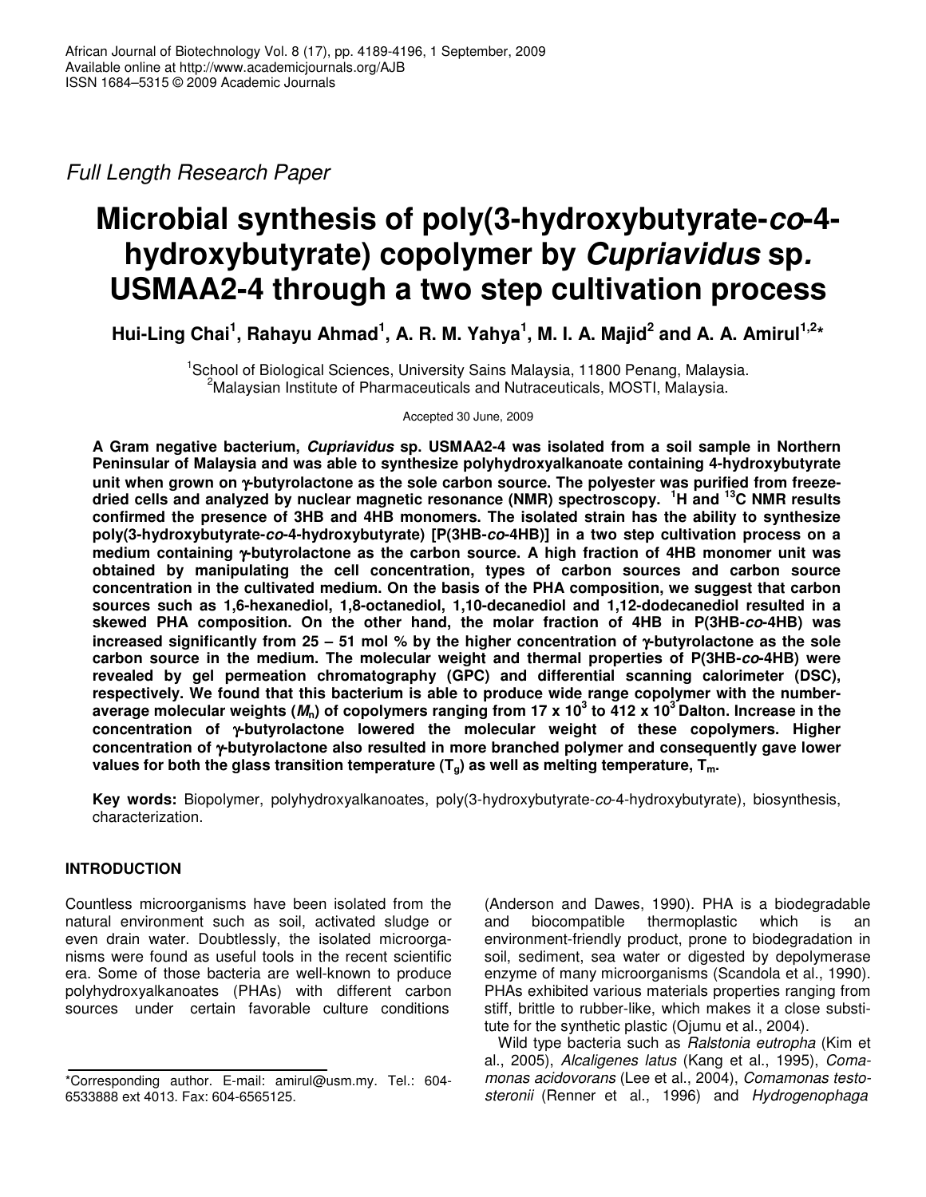Full Length Research Paper

# Microbial synthesis of poly(3-hydroxybutyrate-*co*-4-hydroxybutyrate) copolymer by *Cupriavidus* sp. USMAA2-4 through a two step cultivation process

**Hui-Ling Chai[1], Rahayu Ahmad[1], A. R. M. Yahya[1], M. I. A. Majid[2] and A. A. Amirul[1,2]***

[1]School of Biological Sciences, University Sains Malaysia, 11800 Penang, Malaysia.
[2]Malaysian Institute of Pharmaceuticals and Nutraceuticals, MOSTI, Malaysia.

Accepted 30 June, 2009

**A Gram negative bacterium, *Cupriavidus* sp. USMAA2-4 was isolated from a soil sample in Northern Peninsular of Malaysia and was able to synthesize polyhydroxyalkanoate containing 4-hydroxybutyrate unit when grown on γ-butyrolactone as the sole carbon source. The polyester was purified from freeze-dried cells and analyzed by nuclear magnetic resonance (NMR) spectroscopy. $^{1}$H and $^{13}$C NMR results confirmed the presence of 3HB and 4HB monomers. The isolated strain has the ability to synthesize poly(3-hydroxybutyrate-*co*-4-hydroxybutyrate) [P(3HB-*co*-4HB)] in a two step cultivation process on a medium containing γ-butyrolactone as the carbon source. A high fraction of 4HB monomer unit was obtained by manipulating the cell concentration, types of carbon sources and carbon source concentration in the cultivated medium. On the basis of the PHA composition, we suggest that carbon sources such as 1,6-hexanediol, 1,8-octanediol, 1,10-decanediol and 1,12-dodecanediol resulted in a skewed PHA composition. On the other hand, the molar fraction of 4HB in P(3HB-*co*-4HB) was increased significantly from 25 – 51 mol % by the higher concentration of γ-butyrolactone as the sole carbon source in the medium. The molecular weight and thermal properties of P(3HB-*co*-4HB) were revealed by gel permeation chromatography (GPC) and differential scanning calorimeter (DSC), respectively. We found that this bacterium is able to produce wide range copolymer with the number-average molecular weights ($M_n$) of copolymers ranging from 17 x $10^3$ to 412 x $10^3$ Dalton. Increase in the concentration of γ-butyrolactone lowered the molecular weight of these copolymers. Higher concentration of γ-butyrolactone also resulted in more branched polymer and consequently gave lower values for both the glass transition temperature ($T_g$) as well as melting temperature, $T_m$.**

**Key words:** Biopolymer, polyhydroxyalkanoates, poly(3-hydroxybutyrate-*co*-4-hydroxybutyrate), biosynthesis, characterization.

## INTRODUCTION

Countless microorganisms have been isolated from the natural environment such as soil, activated sludge or even drain water. Doubtlessly, the isolated microorganisms were found as useful tools in the recent scientific era. Some of those bacteria are well-known to produce polyhydroxyalkanoates (PHAs) with different carbon sources under certain favorable culture conditions (Anderson and Dawes, 1990). PHA is a biodegradable and biocompatible thermoplastic which is an environment-friendly product, prone to biodegradation in soil, sediment, sea water or digested by depolymerase enzyme of many microorganisms (Scandola et al., 1990). PHAs exhibited various materials properties ranging from stiff, brittle to rubber-like, which makes it a close substitute for the synthetic plastic (Ojumu et al., 2004).

Wild type bacteria such as *Ralstonia eutropha* (Kim et al., 2005), *Alcaligenes latus* (Kang et al., 1995), *Comamonas acidovorans* (Lee et al., 2004), *Comamonas testosteronii* (Renner et al., 1996) and *Hydrogenophaga*

*Corresponding author. E-mail: amirul@usm.my. Tel.: 604-6533888 ext 4013. Fax: 604-6565125.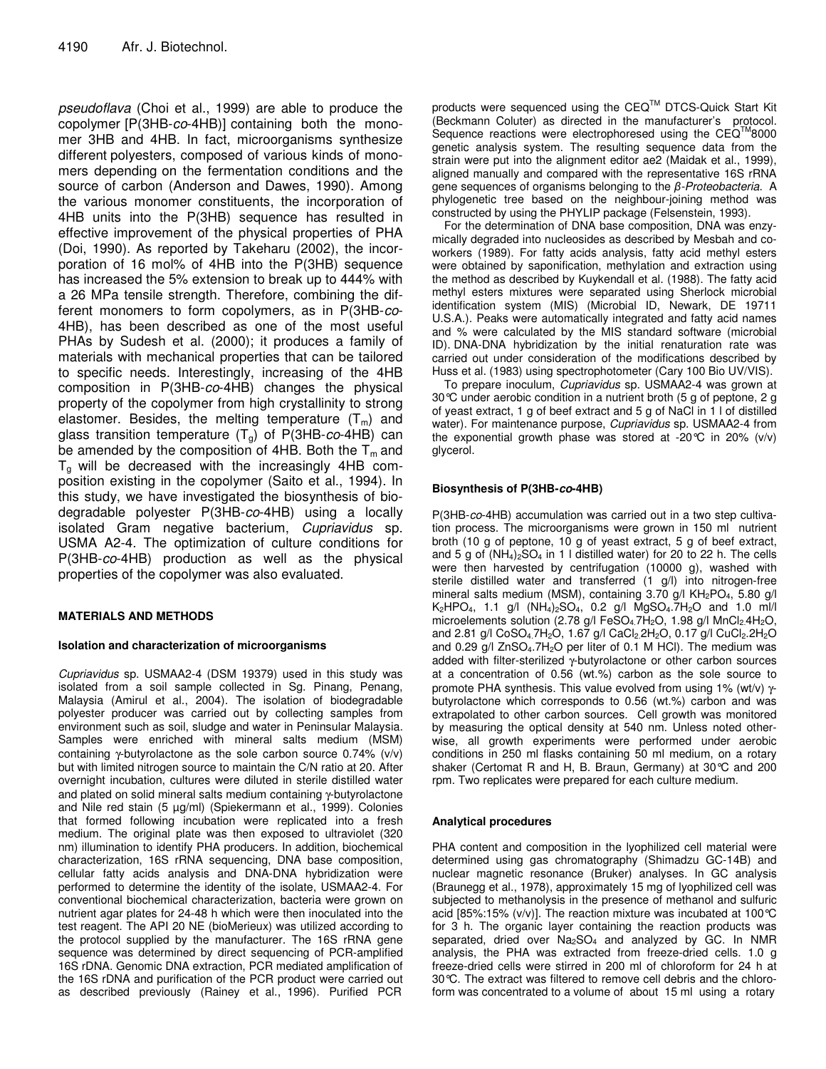*pseudoflava* (Choi et al., 1999) are able to produce the copolymer [P(3HB-*co*-4HB)] containing both the monomer 3HB and 4HB. In fact, microorganisms synthesize different polyesters, composed of various kinds of monomers depending on the fermentation conditions and the source of carbon (Anderson and Dawes, 1990). Among the various monomer constituents, the incorporation of 4HB units into the P(3HB) sequence has resulted in effective improvement of the physical properties of PHA (Doi, 1990). As reported by Takeharu (2002), the incorporation of 16 mol% of 4HB into the P(3HB) sequence has increased the 5% extension to break up to 444% with a 26 MPa tensile strength. Therefore, combining the different monomers to form copolymers, as in P(3HB-*co*-4HB), has been described as one of the most useful PHAs by Sudesh et al. (2000); it produces a family of materials with mechanical properties that can be tailored to specific needs. Interestingly, increasing of the 4HB composition in P(3HB-*co*-4HB) changes the physical property of the copolymer from high crystallinity to strong elastomer. Besides, the melting temperature ($T_m$) and glass transition temperature ($T_g$) of P(3HB-*co*-4HB) can be amended by the composition of 4HB. Both the $T_m$ and $T_g$ will be decreased with the increasingly 4HB composition existing in the copolymer (Saito et al., 1994). In this study, we have investigated the biosynthesis of biodegradable polyester P(3HB-*co*-4HB) using a locally isolated Gram negative bacterium, *Cupriavidus* sp. USMA A2-4. The optimization of culture conditions for P(3HB-*co*-4HB) production as well as the physical properties of the copolymer was also evaluated.

## MATERIALS AND METHODS

### Isolation and characterization of microorganisms

*Cupriavidus* sp. USMAA2-4 (DSM 19379) used in this study was isolated from a soil sample collected in Sg. Pinang, Penang, Malaysia (Amirul et al., 2004). The isolation of biodegradable polyester producer was carried out by collecting samples from environment such as soil, sludge and water in Peninsular Malaysia. Samples were enriched with mineral salts medium (MSM) containing γ-butyrolactone as the sole carbon source 0.74% (v/v) but with limited nitrogen source to maintain the C/N ratio at 20. After overnight incubation, cultures were diluted in sterile distilled water and plated on solid mineral salts medium containing γ-butyrolactone and Nile red stain (5 µg/ml) (Spiekermann et al., 1999). Colonies that formed following incubation were replicated into a fresh medium. The original plate was then exposed to ultraviolet (320 nm) illumination to identify PHA producers. In addition, biochemical characterization, 16S rRNA sequencing, DNA base composition, cellular fatty acids analysis and DNA-DNA hybridization were performed to determine the identity of the isolate, USMAA2-4. For conventional biochemical characterization, bacteria were grown on nutrient agar plates for 24-48 h which were then inoculated into the test reagent. The API 20 NE (bioMerieux) was utilized according to the protocol supplied by the manufacturer. The 16S rRNA gene sequence was determined by direct sequencing of PCR-amplified 16S rDNA. Genomic DNA extraction, PCR mediated amplification of the 16S rDNA and purification of the PCR product were carried out as described previously (Rainey et al., 1996). Purified PCR products were sequenced using the CEQ™ DTCS-Quick Start Kit (Beckmann Coluter) as directed in the manufacturer's protocol. Sequence reactions were electrophoresed using the CEQ™8000 genetic analysis system. The resulting sequence data from the strain were put into the alignment editor ae2 (Maidak et al., 1999), aligned manually and compared with the representative 16S rRNA gene sequences of organisms belonging to the *β-Proteobacteria.* A phylogenetic tree based on the neighbour-joining method was constructed by using the PHYLIP package (Felsenstein, 1993).

For the determination of DNA base composition, DNA was enzymically degraded into nucleosides as described by Mesbah and coworkers (1989). For fatty acids analysis, fatty acid methyl esters were obtained by saponification, methylation and extraction using the method as described by Kuykendall et al. (1988). The fatty acid methyl esters mixtures were separated using Sherlock microbial identification system (MIS) (Microbial ID, Newark, DE 19711 U.S.A.). Peaks were automatically integrated and fatty acid names and % were calculated by the MIS standard software (microbial ID). DNA-DNA hybridization by the initial renaturation rate was carried out under consideration of the modifications described by Huss et al. (1983) using spectrophotometer (Cary 100 Bio UV/VIS).

To prepare inoculum, *Cupriavidus* sp. USMAA2-4 was grown at 30°C under aerobic condition in a nutrient broth (5 g of peptone, 2 g of yeast extract, 1 g of beef extract and 5 g of NaCl in 1 l of distilled water). For maintenance purpose, *Cupriavidus* sp. USMAA2-4 from the exponential growth phase was stored at -20°C in 20% (v/v) glycerol.

### Biosynthesis of P(3HB-*co*-4HB)

P(3HB-*co*-4HB) accumulation was carried out in a two step cultivation process. The microorganisms were grown in 150 ml nutrient broth (10 g of peptone, 10 g of yeast extract, 5 g of beef extract, and 5 g of $(NH_4)_2SO_4$ in 1 l distilled water) for 20 to 22 h. The cells were then harvested by centrifugation (10000 g), washed with sterile distilled water and transferred (1 g/l) into nitrogen-free mineral salts medium (MSM), containing 3.70 g/l $KH_2PO_4$, 5.80 g/l $K_2HPO_4$, 1.1 g/l $(NH_4)_2SO_4$, 0.2 g/l $MgSO_4.7H_2O$ and 1.0 ml/l microelements solution (2.78 g/l $FeSO_4.7H_2O$, 1.98 g/l $MnCl_2.4H_2O$, and 2.81 g/l $CoSO_4.7H_2O$, 1.67 g/l $CaCl_2.2H_2O$, 0.17 g/l $CuCl_2.2H_2O$ and 0.29 g/l $ZnSO_4.7H_2O$ per liter of 0.1 M HCl). The medium was added with filter-sterilized γ-butyrolactone or other carbon sources at a concentration of 0.56 (wt.%) carbon as the sole source to promote PHA synthesis. This value evolved from using 1% (wt/v) γ-butyrolactone which corresponds to 0.56 (wt.%) carbon and was extrapolated to other carbon sources. Cell growth was monitored by measuring the optical density at 540 nm. Unless noted otherwise, all growth experiments were performed under aerobic conditions in 250 ml flasks containing 50 ml medium, on a rotary shaker (Certomat R and H, B. Braun, Germany) at 30°C and 200 rpm. Two replicates were prepared for each culture medium.

### Analytical procedures

PHA content and composition in the lyophilized cell material were determined using gas chromatography (Shimadzu GC-14B) and nuclear magnetic resonance (Bruker) analyses. In GC analysis (Braunegg et al., 1978), approximately 15 mg of lyophilized cell was subjected to methanolysis in the presence of methanol and sulfuric acid [85%:15% (v/v)]. The reaction mixture was incubated at 100°C for 3 h. The organic layer containing the reaction products was separated, dried over $Na_2SO_4$ and analyzed by GC. In NMR analysis, the PHA was extracted from freeze-dried cells. 1.0 g freeze-dried cells were stirred in 200 ml of chloroform for 24 h at 30°C. The extract was filtered to remove cell debris and the chloroform was concentrated to a volume of about 15 ml using a rotary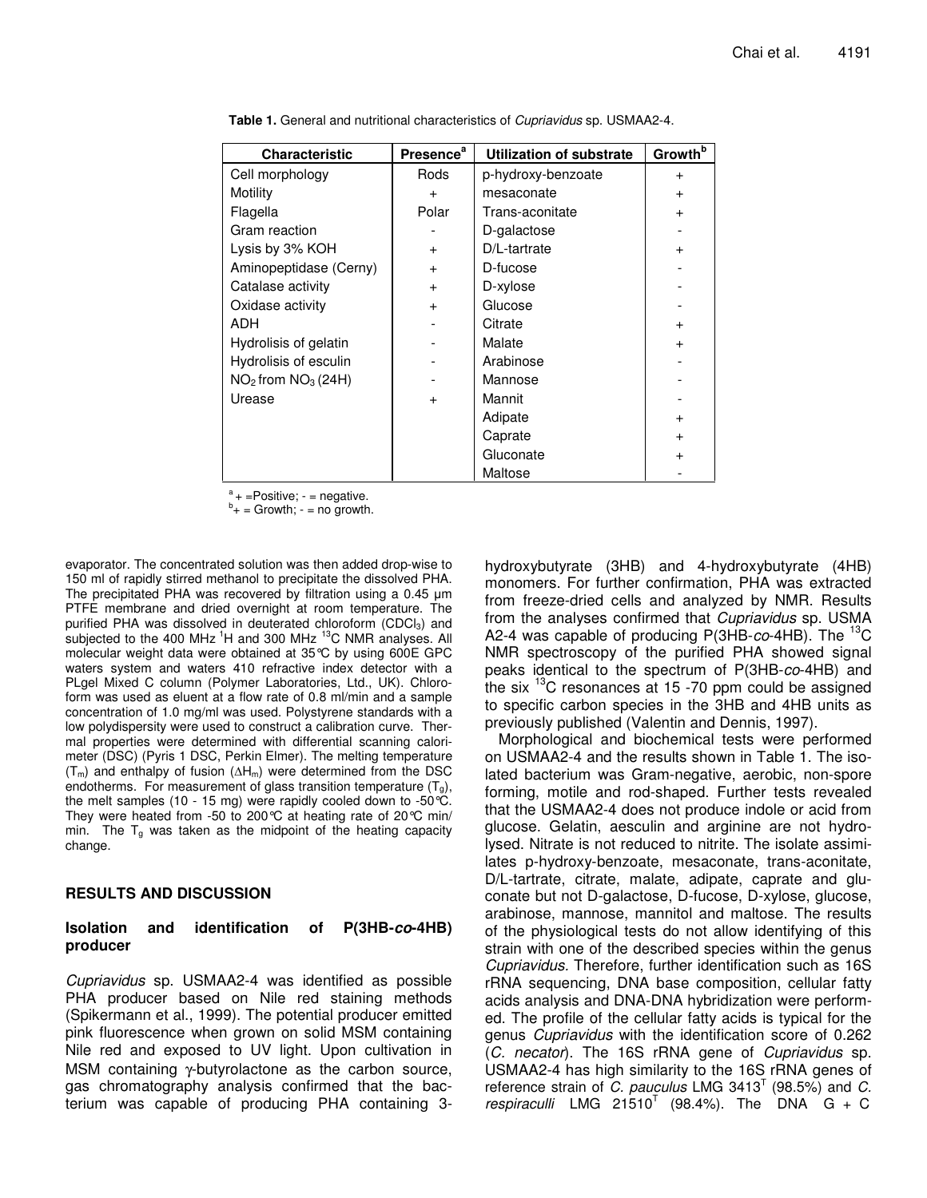**Table 1.** General and nutritional characteristics of *Cupriavidus* sp. USMAA2-4.

| Characteristic | Presence[a] | Utilization of substrate | Growth[b] |
|---|---|---|---|
| Cell morphology | Rods | p-hydroxy-benzoate | + |
| Motility | + | mesaconate | + |
| Flagella | Polar | Trans-aconitate | + |
| Gram reaction | - | D-galactose | - |
| Lysis by 3% KOH | + | D/L-tartrate | + |
| Aminopeptidase (Cerny) | + | D-fucose | - |
| Catalase activity | + | D-xylose | - |
| Oxidase activity | + | Glucose | - |
| ADH | - | Citrate | + |
| Hydrolisis of gelatin | - | Malate | + |
| Hydrolisis of esculin | - | Arabinose | - |
| $NO_2$ from $NO_3$ (24H) | - | Mannose | - |
| Urease | + | Mannit | - |
| | | Adipate | + |
| | | Caprate | + |
| | | Gluconate | + |
| | | Maltose | - |

[a] + =Positive; - = negative.
[b] + = Growth; - = no growth.

evaporator. The concentrated solution was then added drop-wise to 150 ml of rapidly stirred methanol to precipitate the dissolved PHA. The precipitated PHA was recovered by filtration using a 0.45 µm PTFE membrane and dried overnight at room temperature. The purified PHA was dissolved in deuterated chloroform ($CDCl_3$) and subjected to the 400 MHz $^1$H and 300 MHz $^{13}$C NMR analyses. All molecular weight data were obtained at 35°C by using 600E GPC waters system and waters 410 refractive index detector with a PLgel Mixed C column (Polymer Laboratories, Ltd., UK). Chloroform was used as eluent at a flow rate of 0.8 ml/min and a sample concentration of 1.0 mg/ml was used. Polystyrene standards with a low polydispersity were used to construct a calibration curve. Thermal properties were determined with differential scanning calorimeter (DSC) (Pyris 1 DSC, Perkin Elmer). The melting temperature ($T_m$) and enthalpy of fusion ($\Delta H_m$) were determined from the DSC endotherms. For measurement of glass transition temperature ($T_g$), the melt samples (10 - 15 mg) were rapidly cooled down to -50°C. They were heated from -50 to 200°C at heating rate of 20°C min/min. The $T_g$ was taken as the midpoint of the heating capacity change.

## RESULTS AND DISCUSSION

### Isolation and identification of P(3HB-*co*-4HB) producer

*Cupriavidus* sp. USMAA2-4 was identified as possible PHA producer based on Nile red staining methods (Spikermann et al., 1999). The potential producer emitted pink fluorescence when grown on solid MSM containing Nile red and exposed to UV light. Upon cultivation in MSM containing γ-butyrolactone as the carbon source, gas chromatography analysis confirmed that the bacterium was capable of producing PHA containing 3-hydroxybutyrate (3HB) and 4-hydroxybutyrate (4HB) monomers. For further confirmation, PHA was extracted from freeze-dried cells and analyzed by NMR. Results from the analyses confirmed that *Cupriavidus* sp. USMA A2-4 was capable of producing P(3HB-*co*-4HB). The $^{13}$C NMR spectroscopy of the purified PHA showed signal peaks identical to the spectrum of P(3HB-*co*-4HB) and the six $^{13}$C resonances at 15 -70 ppm could be assigned to specific carbon species in the 3HB and 4HB units as previously published (Valentin and Dennis, 1997).

Morphological and biochemical tests were performed on USMAA2-4 and the results shown in Table 1. The isolated bacterium was Gram-negative, aerobic, non-spore forming, motile and rod-shaped. Further tests revealed that the USMAA2-4 does not produce indole or acid from glucose. Gelatin, aesculin and arginine are not hydrolysed. Nitrate is not reduced to nitrite. The isolate assimilates p-hydroxy-benzoate, mesaconate, trans-aconitate, D/L-tartrate, citrate, malate, adipate, caprate and gluconate but not D-galactose, D-fucose, D-xylose, glucose, arabinose, mannose, mannitol and maltose. The results of the physiological tests do not allow identifying of this strain with one of the described species within the genus *Cupriavidus.* Therefore, further identification such as 16S rRNA sequencing, DNA base composition, cellular fatty acids analysis and DNA-DNA hybridization were performed. The profile of the cellular fatty acids is typical for the genus *Cupriavidus* with the identification score of 0.262 (*C. necator*). The 16S rRNA gene of *Cupriavidus* sp. USMAA2-4 has high similarity to the 16S rRNA genes of reference strain of *C. pauculus* LMG 3413$^T$ (98.5%) and *C. respiraculli* LMG 21510$^T$ (98.4%). The DNA G + C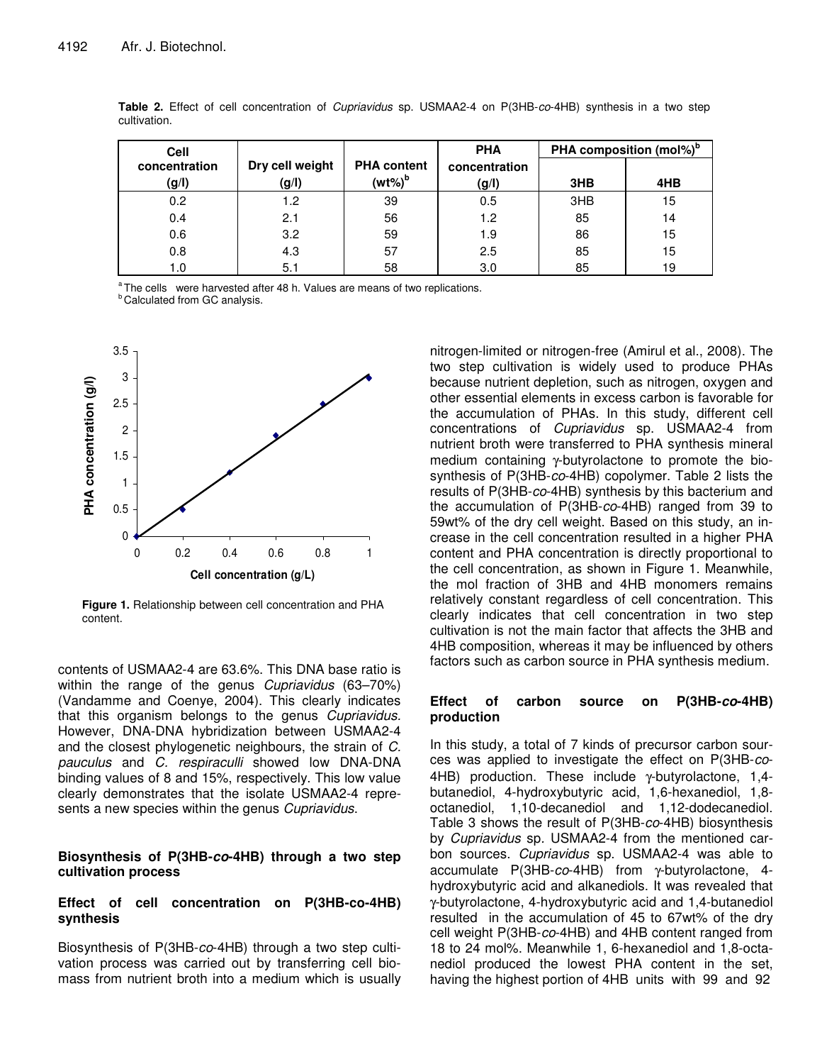**Table 2.** Effect of cell concentration of *Cupriavidus* sp. USMAA2-4 on P(3HB-*co*-4HB) synthesis in a two step cultivation.

| Cell concentration (g/l) | Dry cell weight (g/l) | PHA content (wt%)[b] | PHA concentration (g/l) | PHA composition (mol%)[b] | |
|---|---|---|---|---|---|
| | | | | 3HB | 4HB |
| 0.2 | 1.2 | 39 | 0.5 | 3HB | 15 |
| 0.4 | 2.1 | 56 | 1.2 | 85 | 14 |
| 0.6 | 3.2 | 59 | 1.9 | 86 | 15 |
| 0.8 | 4.3 | 57 | 2.5 | 85 | 15 |
| 1.0 | 5.1 | 58 | 3.0 | 85 | 19 |

[a] The cells were harvested after 48 h. Values are means of two replications.
[b] Calculated from GC analysis.

**Figure 1.** Relationship between cell concentration and PHA content.

contents of USMAA2-4 are 63.6%. This DNA base ratio is within the range of the genus *Cupriavidus* (63–70%) (Vandamme and Coenye, 2004). This clearly indicates that this organism belongs to the genus *Cupriavidus*. However, DNA-DNA hybridization between USMAA2-4 and the closest phylogenetic neighbours, the strain of *C. pauculus* and *C. respiraculli* showed low DNA-DNA binding values of 8 and 15%, respectively. This low value clearly demonstrates that the isolate USMAA2-4 represents a new species within the genus *Cupriavidus*.

## Biosynthesis of P(3HB-*co*-4HB) through a two step cultivation process

### Effect of cell concentration on P(3HB-co-4HB) synthesis

Biosynthesis of P(3HB-*co*-4HB) through a two step cultivation process was carried out by transferring cell biomass from nutrient broth into a medium which is usually nitrogen-limited or nitrogen-free (Amirul et al., 2008). The two step cultivation is widely used to produce PHAs because nutrient depletion, such as nitrogen, oxygen and other essential elements in excess carbon is favorable for the accumulation of PHAs. In this study, different cell concentrations of *Cupriavidus* sp. USMAA2-4 from nutrient broth were transferred to PHA synthesis mineral medium containing γ-butyrolactone to promote the biosynthesis of P(3HB-*co*-4HB) copolymer. Table 2 lists the results of P(3HB-*co*-4HB) synthesis by this bacterium and the accumulation of P(3HB-*co*-4HB) ranged from 39 to 59wt% of the dry cell weight. Based on this study, an increase in the cell concentration resulted in a higher PHA content and PHA concentration is directly proportional to the cell concentration, as shown in Figure 1. Meanwhile, the mol fraction of 3HB and 4HB monomers remains relatively constant regardless of cell concentration. This clearly indicates that cell concentration in two step cultivation is not the main factor that affects the 3HB and 4HB composition, whereas it may be influenced by others factors such as carbon source in PHA synthesis medium.

### Effect of carbon source on P(3HB-*co*-4HB) production

In this study, a total of 7 kinds of precursor carbon sources was applied to investigate the effect on P(3HB-*co*-4HB) production. These include γ-butyrolactone, 1,4-butanediol, 4-hydroxybutyric acid, 1,6-hexanediol, 1,8-octanediol, 1,10-decanediol and 1,12-dodecanediol. Table 3 shows the result of P(3HB-*co*-4HB) biosynthesis by *Cupriavidus* sp. USMAA2-4 from the mentioned carbon sources. *Cupriavidus* sp. USMAA2-4 was able to accumulate P(3HB-*co*-4HB) from γ-butyrolactone, 4-hydroxybutyric acid and alkanediols. It was revealed that γ-butyrolactone, 4-hydroxybutyric acid and 1,4-butanediol resulted in the accumulation of 45 to 67wt% of the dry cell weight P(3HB-*co*-4HB) and 4HB content ranged from 18 to 24 mol%. Meanwhile 1, 6-hexanediol and 1,8-octanediol produced the lowest PHA content in the set, having the highest portion of 4HB units with 99 and 92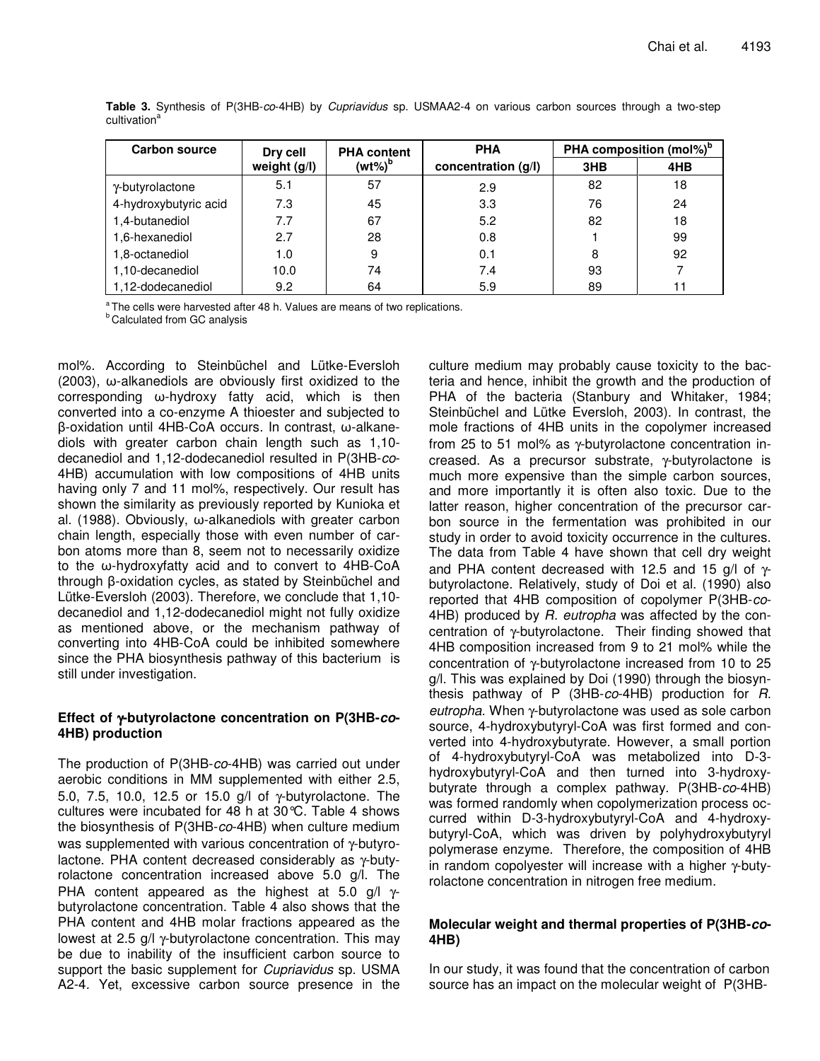**Table 3.** Synthesis of P(3HB-*co*-4HB) by *Cupriavidus* sp. USMAA2-4 on various carbon sources through a two-step cultivation[a]

| Carbon source | Dry cell weight (g/l) | PHA content (wt%)[b] | PHA concentration (g/l) | PHA composition (mol%)[b] | |
|---|---|---|---|---|---|
| | | | | 3HB | 4HB |
| γ-butyrolactone | 5.1 | 57 | 2.9 | 82 | 18 |
| 4-hydroxybutyric acid | 7.3 | 45 | 3.3 | 76 | 24 |
| 1,4-butanediol | 7.7 | 67 | 5.2 | 82 | 18 |
| 1,6-hexanediol | 2.7 | 28 | 0.8 | 1 | 99 |
| 1,8-octanediol | 1.0 | 9 | 0.1 | 8 | 92 |
| 1,10-decanediol | 10.0 | 74 | 7.4 | 93 | 7 |
| 1,12-dodecanediol | 9.2 | 64 | 5.9 | 89 | 11 |

[a] The cells were harvested after 48 h. Values are means of two replications.
[b] Calculated from GC analysis

mol%. According to Steinbüchel and Lütke-Eversloh (2003), ω-alkanediols are obviously first oxidized to the corresponding ω-hydroxy fatty acid, which is then converted into a co-enzyme A thioester and subjected to β-oxidation until 4HB-CoA occurs. In contrast, ω-alkanediols with greater carbon chain length such as 1,10-decanediol and 1,12-dodecanediol resulted in P(3HB-*co*-4HB) accumulation with low compositions of 4HB units having only 7 and 11 mol%, respectively. Our result has shown the similarity as previously reported by Kunioka et al. (1988). Obviously, ω-alkanediols with greater carbon chain length, especially those with even number of carbon atoms more than 8, seem not to necessarily oxidize to the ω-hydroxyfatty acid and to convert to 4HB-CoA through β-oxidation cycles, as stated by Steinbüchel and Lütke-Eversloh (2003). Therefore, we conclude that 1,10-decanediol and 1,12-dodecanediol might not fully oxidize as mentioned above, or the mechanism pathway of converting into 4HB-CoA could be inhibited somewhere since the PHA biosynthesis pathway of this bacterium is still under investigation.

## Effect of γ-butyrolactone concentration on P(3HB-*co*-4HB) production

The production of P(3HB-*co*-4HB) was carried out under aerobic conditions in MM supplemented with either 2.5, 5.0, 7.5, 10.0, 12.5 or 15.0 g/l of γ-butyrolactone. The cultures were incubated for 48 h at 30°C. Table 4 shows the biosynthesis of P(3HB-*co*-4HB) when culture medium was supplemented with various concentration of γ-butyrolactone. PHA content decreased considerably as γ-butyrolactone concentration increased above 5.0 g/l. The PHA content appeared as the highest at 5.0 g/l γ-butyrolactone concentration. Table 4 also shows that the PHA content and 4HB molar fractions appeared as the lowest at 2.5 g/l γ-butyrolactone concentration. This may be due to inability of the insufficient carbon source to support the basic supplement for *Cupriavidus* sp. USMA A2-4. Yet, excessive carbon source presence in the culture medium may probably cause toxicity to the bacteria and hence, inhibit the growth and the production of PHA of the bacteria (Stanbury and Whitaker, 1984; Steinbüchel and Lütke Eversloh, 2003). In contrast, the mole fractions of 4HB units in the copolymer increased from 25 to 51 mol% as γ-butyrolactone concentration increased. As a precursor substrate, γ-butyrolactone is much more expensive than the simple carbon sources, and more importantly it is often also toxic. Due to the latter reason, higher concentration of the precursor carbon source in the fermentation was prohibited in our study in order to avoid toxicity occurrence in the cultures. The data from Table 4 have shown that cell dry weight and PHA content decreased with 12.5 and 15 g/l of γ-butyrolactone. Relatively, study of Doi et al. (1990) also reported that 4HB composition of copolymer P(3HB-*co*-4HB) produced by *R. eutropha* was affected by the concentration of γ-butyrolactone. Their finding showed that 4HB composition increased from 9 to 21 mol% while the concentration of γ-butyrolactone increased from 10 to 25 g/l. This was explained by Doi (1990) through the biosynthesis pathway of P (3HB-*co*-4HB) production for *R. eutropha.* When γ-butyrolactone was used as sole carbon source, 4-hydroxybutyryl-CoA was first formed and converted into 4-hydroxybutyrate. However, a small portion of 4-hydroxybutyryl-CoA was metabolized into D-3-hydroxybutyryl-CoA and then turned into 3-hydroxybutyrate through a complex pathway. P(3HB-*co*-4HB) was formed randomly when copolymerization process occurred within D-3-hydroxybutyryl-CoA and 4-hydroxybutyryl-CoA, which was driven by polyhydroxybutyryl polymerase enzyme. Therefore, the composition of 4HB in random copolyester will increase with a higher γ-butyrolactone concentration in nitrogen free medium.

## Molecular weight and thermal properties of P(3HB-*co*-4HB)

In our study, it was found that the concentration of carbon source has an impact on the molecular weight of P(3HB-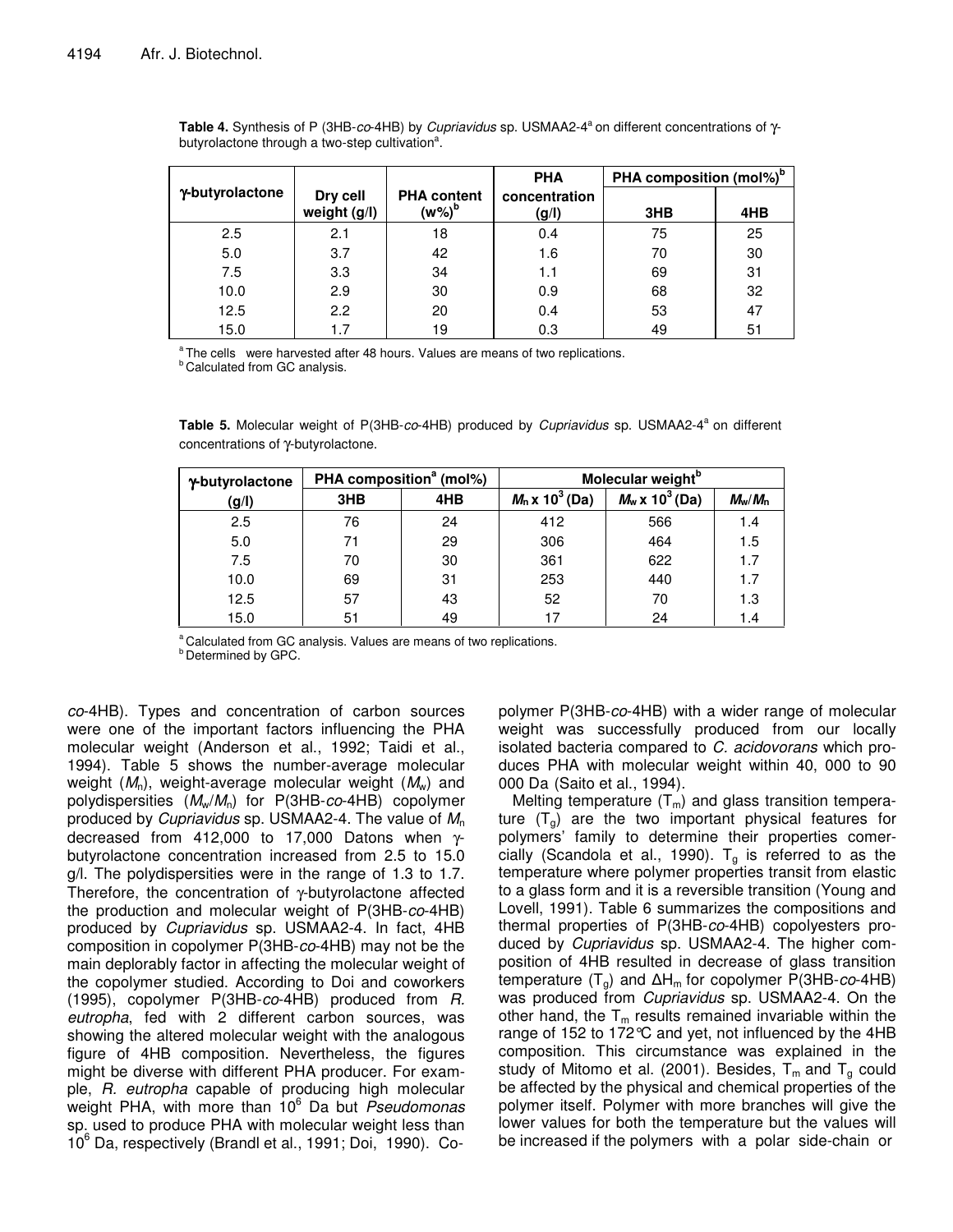**Table 4.** Synthesis of P (3HB-*co*-4HB) by *Cupriavidus* sp. USMAA2-4[a] on different concentrations of γ-butyrolactone through a two-step cultivation[a].

| γ-butyrolactone | Dry cell weight (g/l) | PHA content (w%)[b] | PHA concentration (g/l) | PHA composition (mol%)[b] | |
|---|---|---|---|---|---|
| | | | | 3HB | 4HB |
| 2.5 | 2.1 | 18 | 0.4 | 75 | 25 |
| 5.0 | 3.7 | 42 | 1.6 | 70 | 30 |
| 7.5 | 3.3 | 34 | 1.1 | 69 | 31 |
| 10.0 | 2.9 | 30 | 0.9 | 68 | 32 |
| 12.5 | 2.2 | 20 | 0.4 | 53 | 47 |
| 15.0 | 1.7 | 19 | 0.3 | 49 | 51 |

[a] The cells were harvested after 48 hours. Values are means of two replications.
[b] Calculated from GC analysis.

**Table 5.** Molecular weight of P(3HB-*co*-4HB) produced by *Cupriavidus* sp. USMAA2-4[a] on different concentrations of γ-butyrolactone.

| γ-butyrolactone (g/l) | PHA composition[a] (mol%) | | Molecular weight[b] | | |
|---|---|---|---|---|---|
| | 3HB | 4HB | $M_n \times 10^3$ (Da) | $M_w \times 10^3$ (Da) | $M_w/M_n$ |
| 2.5 | 76 | 24 | 412 | 566 | 1.4 |
| 5.0 | 71 | 29 | 306 | 464 | 1.5 |
| 7.5 | 70 | 30 | 361 | 622 | 1.7 |
| 10.0 | 69 | 31 | 253 | 440 | 1.7 |
| 12.5 | 57 | 43 | 52 | 70 | 1.3 |
| 15.0 | 51 | 49 | 17 | 24 | 1.4 |

[a] Calculated from GC analysis. Values are means of two replications.
[b] Determined by GPC.

*co*-4HB). Types and concentration of carbon sources were one of the important factors influencing the PHA molecular weight (Anderson et al., 1992; Taidi et al., 1994). Table 5 shows the number-average molecular weight ($M_n$), weight-average molecular weight ($M_w$) and polydispersities ($M_w/M_n$) for P(3HB-*co*-4HB) copolymer produced by *Cupriavidus* sp. USMAA2-4. The value of $M_n$ decreased from 412,000 to 17,000 Datons when γ-butyrolactone concentration increased from 2.5 to 15.0 g/l. The polydispersities were in the range of 1.3 to 1.7. Therefore, the concentration of γ-butyrolactone affected the production and molecular weight of P(3HB-*co*-4HB) produced by *Cupriavidus* sp. USMAA2-4. In fact, 4HB composition in copolymer P(3HB-*co*-4HB) may not be the main deplorably factor in affecting the molecular weight of the copolymer studied. According to Doi and coworkers (1995), copolymer P(3HB-*co*-4HB) produced from *R. eutropha*, fed with 2 different carbon sources, was showing the altered molecular weight with the analogous figure of 4HB composition. Nevertheless, the figures might be diverse with different PHA producer. For example, *R. eutropha* capable of producing high molecular weight PHA, with more than $10^6$ Da but *Pseudomonas* sp. used to produce PHA with molecular weight less than $10^6$ Da, respectively (Brandl et al., 1991; Doi, 1990). Copolymer P(3HB-*co*-4HB) with a wider range of molecular weight was successfully produced from our locally isolated bacteria compared to *C. acidovorans* which produces PHA with molecular weight within 40, 000 to 90 000 Da (Saito et al., 1994).

Melting temperature ($T_m$) and glass transition temperature ($T_g$) are the two important physical features for polymers' family to determine their properties comercially (Scandola et al., 1990). $T_g$ is referred to as the temperature where polymer properties transit from elastic to a glass form and it is a reversible transition (Young and Lovell, 1991). Table 6 summarizes the compositions and thermal properties of P(3HB-*co*-4HB) copolyesters produced by *Cupriavidus* sp. USMAA2-4. The higher composition of 4HB resulted in decrease of glass transition temperature ($T_g$) and $\Delta H_m$ for copolymer P(3HB-*co*-4HB) was produced from *Cupriavidus* sp. USMAA2-4. On the other hand, the $T_m$ results remained invariable within the range of 152 to 172°C and yet, not influenced by the 4HB composition. This circumstance was explained in the study of Mitomo et al. (2001). Besides, $T_m$ and $T_g$ could be affected by the physical and chemical properties of the polymer itself. Polymer with more branches will give the lower values for both the temperature but the values will be increased if the polymers with a polar side-chain or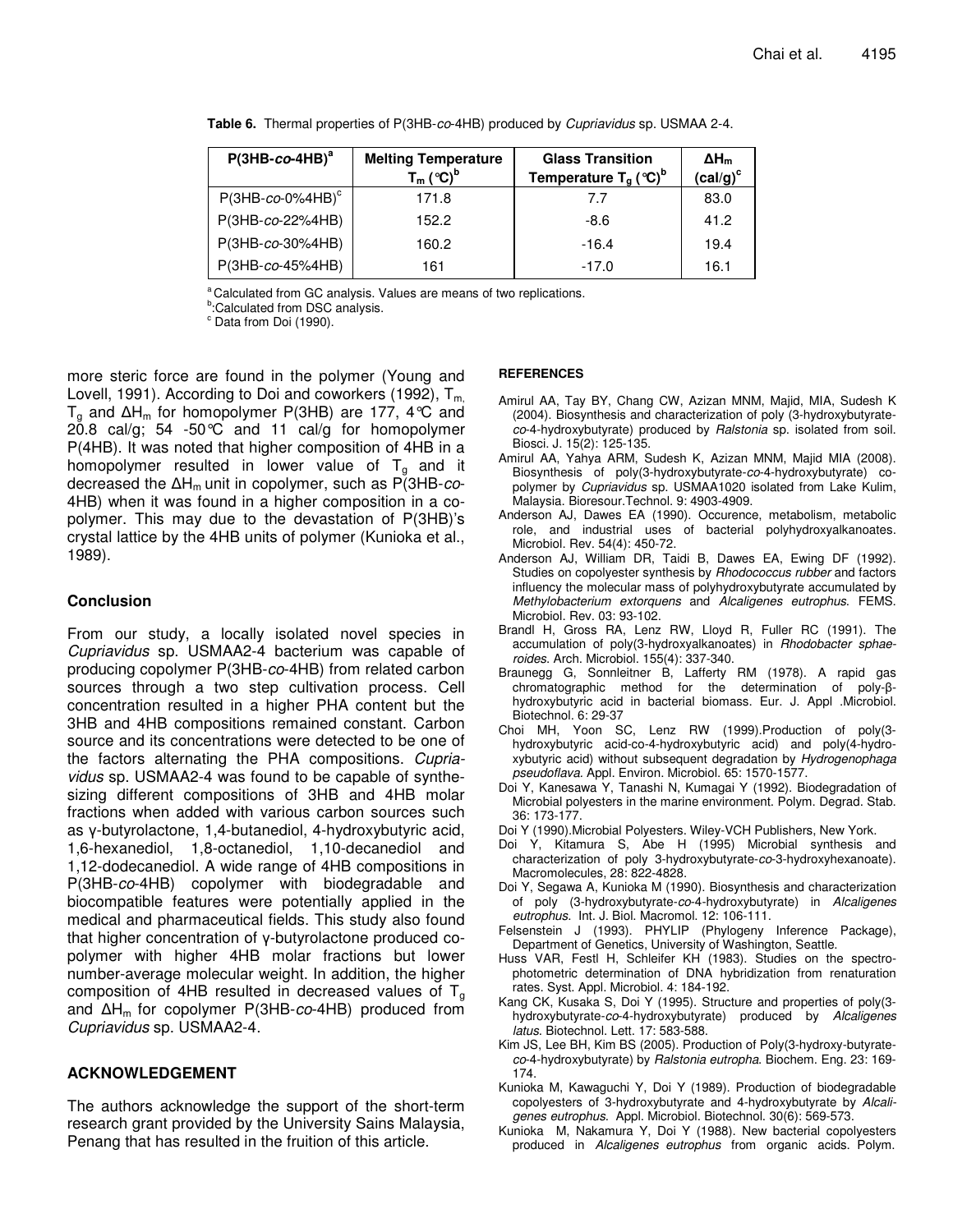**Table 6.** Thermal properties of P(3HB-*co*-4HB) produced by *Cupriavidus* sp. USMAA 2-4.

| P(3HB-*co*-4HB)[a] | Melting Temperature $T_m$ (°C)[b] | Glass Transition Temperature $T_g$ (°C)[b] | $\Delta H_m$ (cal/g)[c] |
|---|---|---|---|
| P(3HB-*co*-0%4HB)[c] | 171.8 | 7.7 | 83.0 |
| P(3HB-*co*-22%4HB) | 152.2 | -8.6 | 41.2 |
| P(3HB-*co*-30%4HB) | 160.2 | -16.4 | 19.4 |
| P(3HB-*co*-45%4HB) | 161 | -17.0 | 16.1 |

[a] Calculated from GC analysis. Values are means of two replications.
[b]:Calculated from DSC analysis.
[c] Data from Doi (1990).

more steric force are found in the polymer (Young and Lovell, 1991). According to Doi and coworkers (1992), $T_m$, $T_g$ and $\Delta H_m$ for homopolymer P(3HB) are 177, 4°C and 20.8 cal/g; 54 -50°C and 11 cal/g for homopolymer P(4HB). It was noted that higher composition of 4HB in a homopolymer resulted in lower value of $T_g$ and it decreased the $\Delta H_m$ unit in copolymer, such as P(3HB-*co*-4HB) when it was found in a higher composition in a co-polymer. This may due to the devastation of P(3HB)'s crystal lattice by the 4HB units of polymer (Kunioka et al., 1989).

## Conclusion

From our study, a locally isolated novel species in *Cupriavidus* sp. USMAA2-4 bacterium was capable of producing copolymer P(3HB-*co*-4HB) from related carbon sources through a two step cultivation process. Cell concentration resulted in a higher PHA content but the 3HB and 4HB compositions remained constant. Carbon source and its concentrations were detected to be one of the factors alternating the PHA compositions. *Cupriavidus* sp. USMAA2-4 was found to be capable of synthesizing different compositions of 3HB and 4HB molar fractions when added with various carbon sources such as γ-butyrolactone, 1,4-butanediol, 4-hydroxybutyric acid, 1,6-hexanediol, 1,8-octanediol, 1,10-decanediol and 1,12-dodecanediol. A wide range of 4HB compositions in P(3HB-*co*-4HB) copolymer with biodegradable and biocompatible features were potentially applied in the medical and pharmaceutical fields. This study also found that higher concentration of γ-butyrolactone produced copolymer with higher 4HB molar fractions but lower number-average molecular weight. In addition, the higher composition of 4HB resulted in decreased values of $T_g$ and $\Delta H_m$ for copolymer P(3HB-*co*-4HB) produced from *Cupriavidus* sp. USMAA2-4.

## ACKNOWLEDGEMENT

The authors acknowledge the support of the short-term research grant provided by the University Sains Malaysia, Penang that has resulted in the fruition of this article.

## REFERENCES

Amirul AA, Tay BY, Chang CW, Azizan MNM, Majid, MIA, Sudesh K (2004). Biosynthesis and characterization of poly (3-hydroxybutyrate-*co*-4-hydroxybutyrate) produced by *Ralstonia* sp. isolated from soil. Biosci. J. 15(2): 125-135.

Amirul AA, Yahya ARM, Sudesh K, Azizan MNM, Majid MIA (2008). Biosynthesis of poly(3-hydroxybutyrate-*co*-4-hydroxybutyrate) copolymer by *Cupriavidus* sp. USMAA1020 isolated from Lake Kulim, Malaysia. Bioresour.Technol. 9: 4903-4909.

Anderson AJ, Dawes EA (1990). Occurence, metabolism, metabolic role, and industrial uses of bacterial polyhydroxyalkanoates. Microbiol. Rev. 54(4): 450-72.

Anderson AJ, William DR, Taidi B, Dawes EA, Ewing DF (1992). Studies on copolyester synthesis by *Rhodococcus rubber* and factors influency the molecular mass of polyhydroxybutyrate accumulated by *Methylobacterium extorquens* and *Alcaligenes eutrophus*. FEMS. Microbiol. Rev. 03: 93-102.

Brandl H, Gross RA, Lenz RW, Lloyd R, Fuller RC (1991). The accumulation of poly(3-hydroxyalkanoates) in *Rhodobacter sphaeroides*. Arch. Microbiol. 155(4): 337-340.

Braunegg G, Sonnleitner B, Lafferty RM (1978). A rapid gas chromatographic method for the determination of poly-β-hydroxybutyric acid in bacterial biomass. Eur. J. Appl .Microbiol. Biotechnol. 6: 29-37

Choi MH, Yoon SC, Lenz RW (1999).Production of poly(3-hydroxybutyric acid-co-4-hydroxybutyric acid) and poly(4-hydroxybutyric acid) without subsequent degradation by *Hydrogenophaga pseudoflava*. Appl. Environ. Microbiol. 65: 1570-1577.

Doi Y, Kanesawa Y, Tanashi N, Kumagai Y (1992). Biodegradation of Microbial polyesters in the marine environment. Polym. Degrad. Stab. 36: 173-177.

Doi Y (1990).Microbial Polyesters. Wiley-VCH Publishers, New York.

Doi Y, Kitamura S, Abe H (1995) Microbial synthesis and characterization of poly 3-hydroxybutyrate-*co*-3-hydroxyhexanoate). Macromolecules, 28: 822-4828.

Doi Y, Segawa A, Kunioka M (1990). Biosynthesis and characterization of poly (3-hydroxybutyrate-*co*-4-hydroxybutyrate) in *Alcaligenes eutrophus*. Int. J. Biol. Macromol. 12: 106-111.

Felsenstein J (1993). PHYLIP (Phylogeny Inference Package), Department of Genetics, University of Washington, Seattle.

Huss VAR, Festl H, Schleifer KH (1983). Studies on the spectrophotometric determination of DNA hybridization from renaturation rates. Syst. Appl. Microbiol. 4: 184-192.

Kang CK, Kusaka S, Doi Y (1995). Structure and properties of poly(3-hydroxybutyrate-*co*-4-hydroxybutyrate) produced by *Alcaligenes latus*. Biotechnol. Lett. 17: 583-588.

Kim JS, Lee BH, Kim BS (2005). Production of Poly(3-hydroxy-butyrate-*co*-4-hydroxybutyrate) by *Ralstonia eutropha*. Biochem. Eng. 23: 169-174.

Kunioka M, Kawaguchi Y, Doi Y (1989). Production of biodegradable copolyesters of 3-hydroxybutyrate and 4-hydroxybutyrate by *Alcaligenes eutrophus*. Appl. Microbiol. Biotechnol. 30(6): 569-573.

Kunioka M, Nakamura Y, Doi Y (1988). New bacterial copolyesters produced in *Alcaligenes eutrophus* from organic acids. Polym.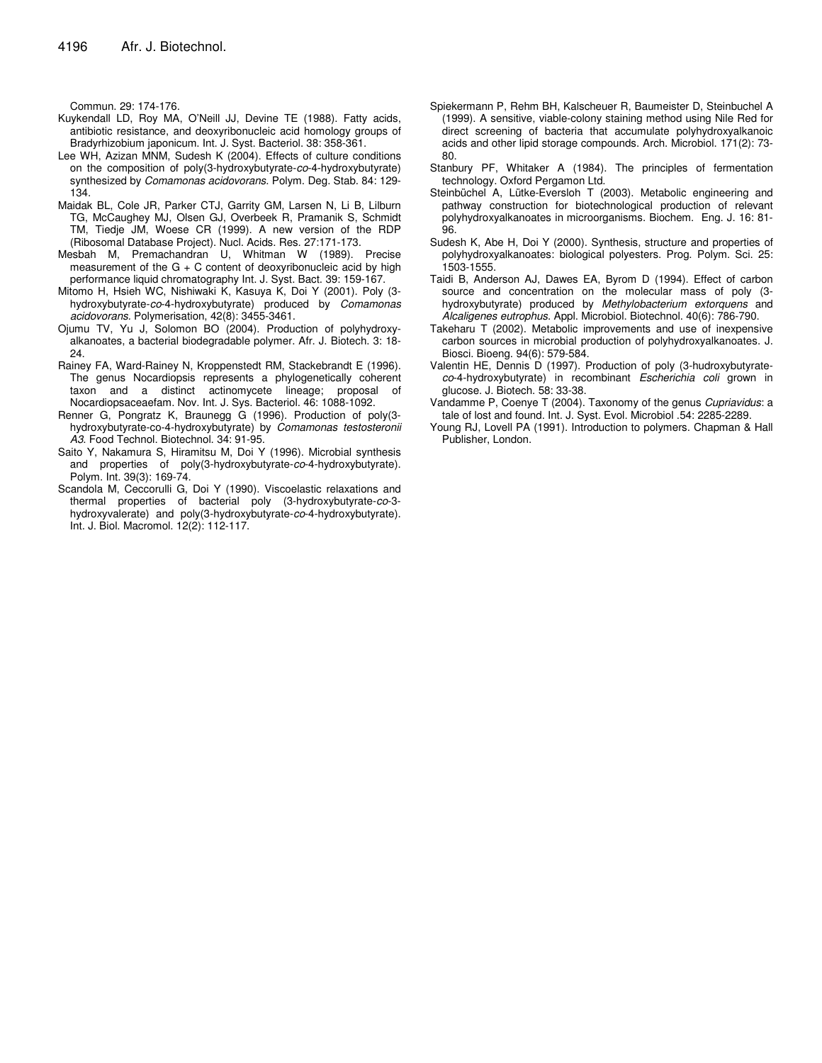Commun. 29: 174-176.

Kuykendall LD, Roy MA, O'Neill JJ, Devine TE (1988). Fatty acids, antibiotic resistance, and deoxyribonucleic acid homology groups of Bradyrhizobium japonicum. Int. J. Syst. Bacteriol. 38: 358-361.

Lee WH, Azizan MNM, Sudesh K (2004). Effects of culture conditions on the composition of poly(3-hydroxybutyrate-*co*-4-hydroxybutyrate) synthesized by *Comamonas acidovorans*. Polym. Deg. Stab. 84: 129-134.

Maidak BL, Cole JR, Parker CTJ, Garrity GM, Larsen N, Li B, Lilburn TG, McCaughey MJ, Olsen GJ, Overbeek R, Pramanik S, Schmidt TM, Tiedje JM, Woese CR (1999). A new version of the RDP (Ribosomal Database Project). Nucl. Acids. Res. 27:171-173.

Mesbah M, Premachandran U, Whitman W (1989). Precise measurement of the G + C content of deoxyribonucleic acid by high performance liquid chromatography Int. J. Syst. Bact. 39: 159-167.

Mitomo H, Hsieh WC, Nishiwaki K, Kasuya K, Doi Y (2001). Poly (3-hydroxybutyrate-*co*-4-hydroxybutyrate) produced by *Comamonas acidovorans*. Polymerisation, 42(8): 3455-3461.

Ojumu TV, Yu J, Solomon BO (2004). Production of polyhydroxy-alkanoates, a bacterial biodegradable polymer. Afr. J. Biotech. 3: 18-24.

Rainey FA, Ward-Rainey N, Kroppenstedt RM, Stackebrandt E (1996). The genus Nocardiopsis represents a phylogenetically coherent taxon and a distinct actinomycete lineage; proposal of Nocardiopsaceaefam. Nov. Int. J. Sys. Bacteriol. 46: 1088-1092.

Renner G, Pongratz K, Braunegg G (1996). Production of poly(3-hydroxybutyrate-co-4-hydroxybutyrate) by *Comamonas testosteronii A3*. Food Technol. Biotechnol. 34: 91-95.

Saito Y, Nakamura S, Hiramitsu M, Doi Y (1996). Microbial synthesis and properties of poly(3-hydroxybutyrate-*co*-4-hydroxybutyrate). Polym. Int. 39(3): 169-74.

Scandola M, Ceccorulli G, Doi Y (1990). Viscoelastic relaxations and thermal properties of bacterial poly (3-hydroxybutyrate-*co*-3-hydroxyvalerate) and poly(3-hydroxybutyrate-*co*-4-hydroxybutyrate). Int. J. Biol. Macromol. 12(2): 112-117.

Spiekermann P, Rehm BH, Kalscheuer R, Baumeister D, Steinbuchel A (1999). A sensitive, viable-colony staining method using Nile Red for direct screening of bacteria that accumulate polyhydroxyalkanoic acids and other lipid storage compounds. Arch. Microbiol. 171(2): 73-80.

Stanbury PF, Whitaker A (1984). The principles of fermentation technology. Oxford Pergamon Ltd.

Steinbüchel A, Lütke-Eversloh T (2003). Metabolic engineering and pathway construction for biotechnological production of relevant polyhydroxyalkanoates in microorganisms. Biochem. Eng. J. 16: 81-96.

Sudesh K, Abe H, Doi Y (2000). Synthesis, structure and properties of polyhydroxyalkanoates: biological polyesters. Prog. Polym. Sci. 25: 1503-1555.

Taidi B, Anderson AJ, Dawes EA, Byrom D (1994). Effect of carbon source and concentration on the molecular mass of poly (3-hydroxybutyrate) produced by *Methylobacterium extorquens* and *Alcaligenes eutrophus*. Appl. Microbiol. Biotechnol. 40(6): 786-790.

Takeharu T (2002). Metabolic improvements and use of inexpensive carbon sources in microbial production of polyhydroxyalkanoates. J. Biosci. Bioeng. 94(6): 579-584.

Valentin HE, Dennis D (1997). Production of poly (3-hudroxybutyrate-*co*-4-hydroxybutyrate) in recombinant *Escherichia coli* grown in glucose. J. Biotech. 58: 33-38.

Vandamme P, Coenye T (2004). Taxonomy of the genus *Cupriavidus*: a tale of lost and found. Int. J. Syst. Evol. Microbiol .54: 2285-2289.

Young RJ, Lovell PA (1991). Introduction to polymers. Chapman & Hall Publisher, London.